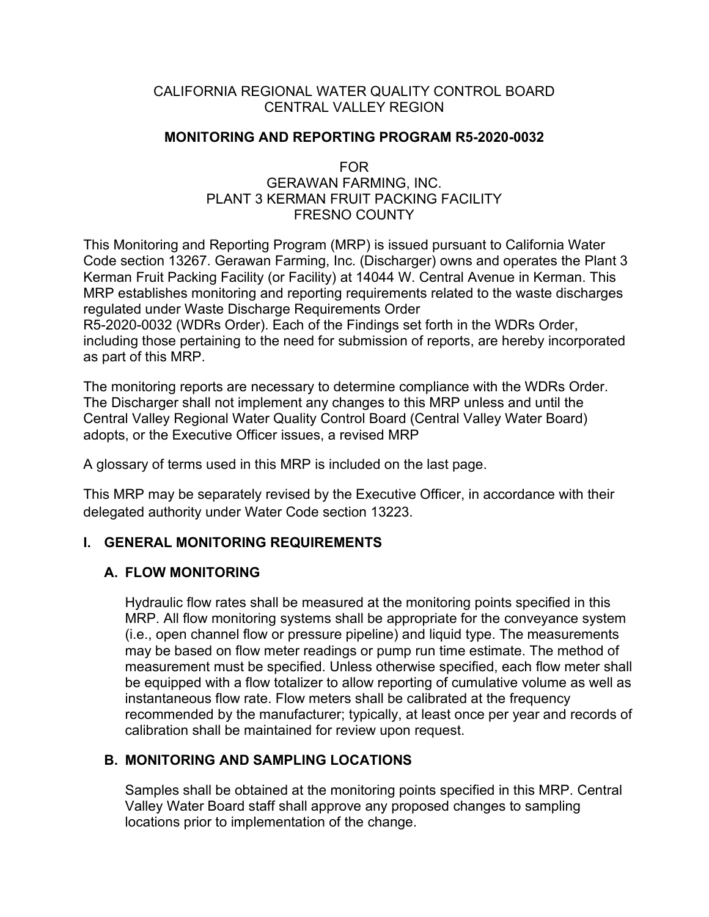CALIFORNIA REGIONAL WATER QUALITY CONTROL BOARD
CENTRAL VALLEY REGION

**MONITORING AND REPORTING PROGRAM R5-2020-0032**

FOR
GERAWAN FARMING, INC.
PLANT 3 KERMAN FRUIT PACKING FACILITY
FRESNO COUNTY

This Monitoring and Reporting Program (MRP) is issued pursuant to California Water Code section 13267. Gerawan Farming, Inc. (Discharger) owns and operates the Plant 3 Kerman Fruit Packing Facility (or Facility) at 14044 W. Central Avenue in Kerman. This MRP establishes monitoring and reporting requirements related to the waste discharges regulated under Waste Discharge Requirements Order R5-2020-0032 (WDRs Order). Each of the Findings set forth in the WDRs Order, including those pertaining to the need for submission of reports, are hereby incorporated as part of this MRP.

The monitoring reports are necessary to determine compliance with the WDRs Order. The Discharger shall not implement any changes to this MRP unless and until the Central Valley Regional Water Quality Control Board (Central Valley Water Board) adopts, or the Executive Officer issues, a revised MRP

A glossary of terms used in this MRP is included on the last page.

This MRP may be separately revised by the Executive Officer, in accordance with their delegated authority under Water Code section 13223.

## I. GENERAL MONITORING REQUIREMENTS

### A. FLOW MONITORING

Hydraulic flow rates shall be measured at the monitoring points specified in this MRP. All flow monitoring systems shall be appropriate for the conveyance system (i.e., open channel flow or pressure pipeline) and liquid type. The measurements may be based on flow meter readings or pump run time estimate. The method of measurement must be specified. Unless otherwise specified, each flow meter shall be equipped with a flow totalizer to allow reporting of cumulative volume as well as instantaneous flow rate. Flow meters shall be calibrated at the frequency recommended by the manufacturer; typically, at least once per year and records of calibration shall be maintained for review upon request.

### B. MONITORING AND SAMPLING LOCATIONS

Samples shall be obtained at the monitoring points specified in this MRP. Central Valley Water Board staff shall approve any proposed changes to sampling locations prior to implementation of the change.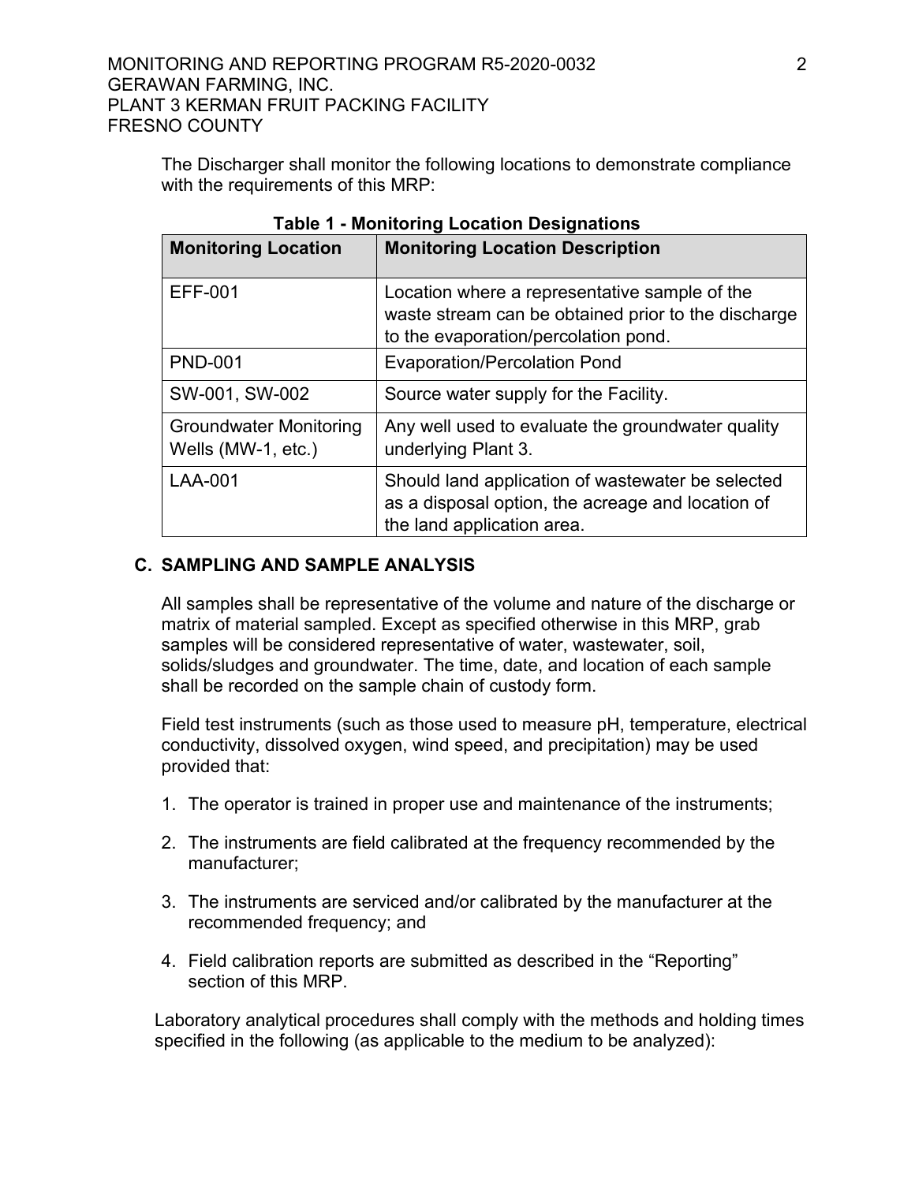The Discharger shall monitor the following locations to demonstrate compliance with the requirements of this MRP:

**Table 1 - Monitoring Location Designations**

| Monitoring Location | Monitoring Location Description |
|---|---|
| EFF-001 | Location where a representative sample of the waste stream can be obtained prior to the discharge to the evaporation/percolation pond. |
| PND-001 | Evaporation/Percolation Pond |
| SW-001, SW-002 | Source water supply for the Facility. |
| Groundwater Monitoring Wells (MW-1, etc.) | Any well used to evaluate the groundwater quality underlying Plant 3. |
| LAA-001 | Should land application of wastewater be selected as a disposal option, the acreage and location of the land application area. |

## C. SAMPLING AND SAMPLE ANALYSIS

All samples shall be representative of the volume and nature of the discharge or matrix of material sampled. Except as specified otherwise in this MRP, grab samples will be considered representative of water, wastewater, soil, solids/sludges and groundwater. The time, date, and location of each sample shall be recorded on the sample chain of custody form.

Field test instruments (such as those used to measure pH, temperature, electrical conductivity, dissolved oxygen, wind speed, and precipitation) may be used provided that:

1. The operator is trained in proper use and maintenance of the instruments;
2. The instruments are field calibrated at the frequency recommended by the manufacturer;
3. The instruments are serviced and/or calibrated by the manufacturer at the recommended frequency; and
4. Field calibration reports are submitted as described in the "Reporting" section of this MRP.

Laboratory analytical procedures shall comply with the methods and holding times specified in the following (as applicable to the medium to be analyzed):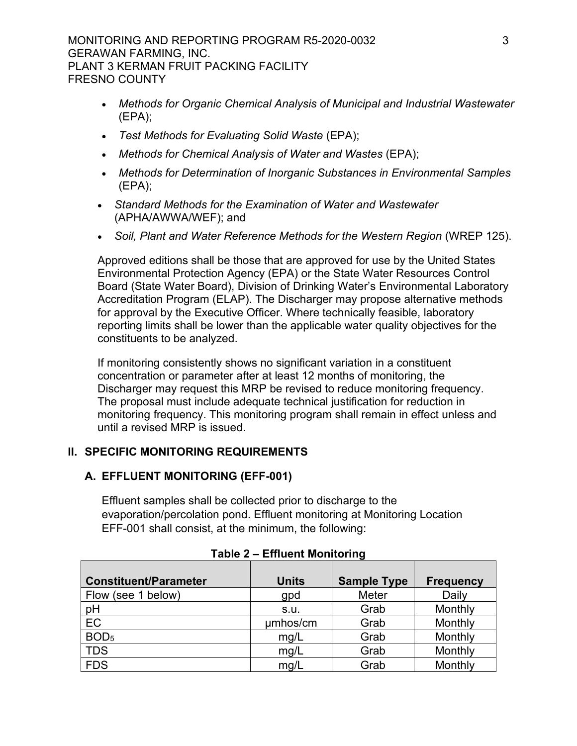- *Methods for Organic Chemical Analysis of Municipal and Industrial Wastewater* (EPA);
- *Test Methods for Evaluating Solid Waste* (EPA);
- *Methods for Chemical Analysis of Water and Wastes* (EPA);
- *Methods for Determination of Inorganic Substances in Environmental Samples* (EPA);
- *Standard Methods for the Examination of Water and Wastewater* (APHA/AWWA/WEF); and
- *Soil, Plant and Water Reference Methods for the Western Region* (WREP 125).

Approved editions shall be those that are approved for use by the United States Environmental Protection Agency (EPA) or the State Water Resources Control Board (State Water Board), Division of Drinking Water's Environmental Laboratory Accreditation Program (ELAP). The Discharger may propose alternative methods for approval by the Executive Officer. Where technically feasible, laboratory reporting limits shall be lower than the applicable water quality objectives for the constituents to be analyzed.

If monitoring consistently shows no significant variation in a constituent concentration or parameter after at least 12 months of monitoring, the Discharger may request this MRP be revised to reduce monitoring frequency. The proposal must include adequate technical justification for reduction in monitoring frequency. This monitoring program shall remain in effect unless and until a revised MRP is issued.

## II. SPECIFIC MONITORING REQUIREMENTS

### A. EFFLUENT MONITORING (EFF-001)

Effluent samples shall be collected prior to discharge to the evaporation/percolation pond. Effluent monitoring at Monitoring Location EFF-001 shall consist, at the minimum, the following:

**Table 2 – Effluent Monitoring**

| Constituent/Parameter | Units | Sample Type | Frequency |
|---|---|---|---|
| Flow (see 1 below) | gpd | Meter | Daily |
| pH | s.u. | Grab | Monthly |
| EC | µmhos/cm | Grab | Monthly |
| $BOD_5$ | mg/L | Grab | Monthly |
| TDS | mg/L | Grab | Monthly |
| FDS | mg/L | Grab | Monthly |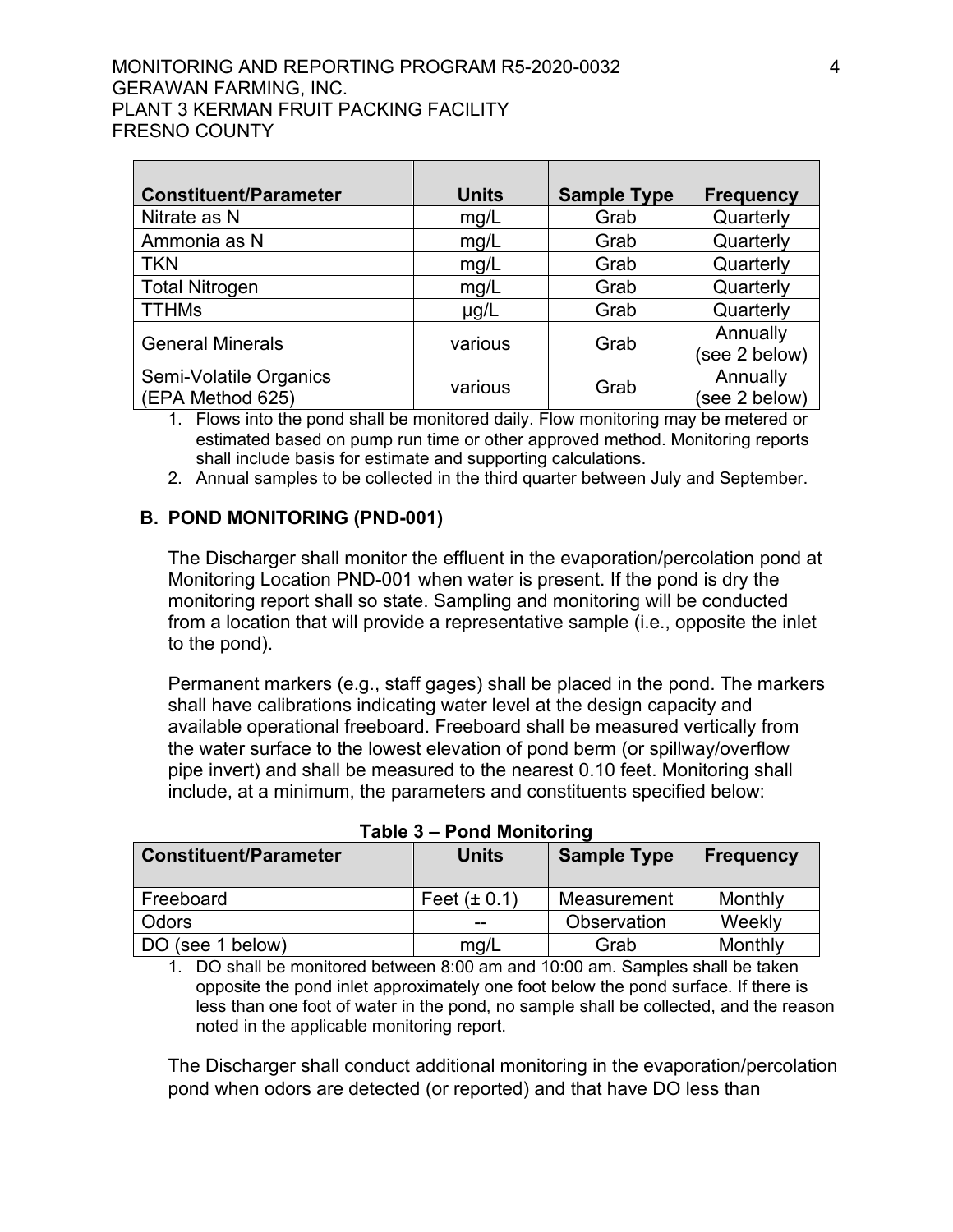| Constituent/Parameter | Units | Sample Type | Frequency |
|---|---|---|---|
| Nitrate as N | mg/L | Grab | Quarterly |
| Ammonia as N | mg/L | Grab | Quarterly |
| TKN | mg/L | Grab | Quarterly |
| Total Nitrogen | mg/L | Grab | Quarterly |
| TTHMs | µg/L | Grab | Quarterly |
| General Minerals | various | Grab | Annually (see 2 below) |
| Semi-Volatile Organics (EPA Method 625) | various | Grab | Annually (see 2 below) |

1. Flows into the pond shall be monitored daily. Flow monitoring may be metered or estimated based on pump run time or other approved method. Monitoring reports shall include basis for estimate and supporting calculations.
2. Annual samples to be collected in the third quarter between July and September.

## B. POND MONITORING (PND-001)

The Discharger shall monitor the effluent in the evaporation/percolation pond at Monitoring Location PND-001 when water is present. If the pond is dry the monitoring report shall so state. Sampling and monitoring will be conducted from a location that will provide a representative sample (i.e., opposite the inlet to the pond).

Permanent markers (e.g., staff gages) shall be placed in the pond. The markers shall have calibrations indicating water level at the design capacity and available operational freeboard. Freeboard shall be measured vertically from the water surface to the lowest elevation of pond berm (or spillway/overflow pipe invert) and shall be measured to the nearest 0.10 feet. Monitoring shall include, at a minimum, the parameters and constituents specified below:

**Table 3 – Pond Monitoring**

| Constituent/Parameter | Units | Sample Type | Frequency |
|---|---|---|---|
| Freeboard | Feet (± 0.1) | Measurement | Monthly |
| Odors | -- | Observation | Weekly |
| DO (see 1 below) | mg/L | Grab | Monthly |

1. DO shall be monitored between 8:00 am and 10:00 am. Samples shall be taken opposite the pond inlet approximately one foot below the pond surface. If there is less than one foot of water in the pond, no sample shall be collected, and the reason noted in the applicable monitoring report.

The Discharger shall conduct additional monitoring in the evaporation/percolation pond when odors are detected (or reported) and that have DO less than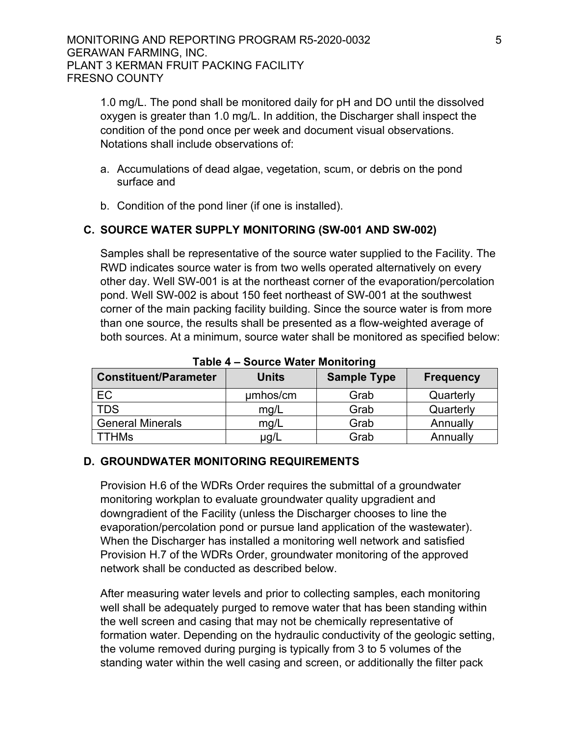1.0 mg/L. The pond shall be monitored daily for pH and DO until the dissolved oxygen is greater than 1.0 mg/L. In addition, the Discharger shall inspect the condition of the pond once per week and document visual observations. Notations shall include observations of:

a. Accumulations of dead algae, vegetation, scum, or debris on the pond surface and

b. Condition of the pond liner (if one is installed).

### C. SOURCE WATER SUPPLY MONITORING (SW-001 AND SW-002)

Samples shall be representative of the source water supplied to the Facility. The RWD indicates source water is from two wells operated alternatively on every other day. Well SW-001 is at the northeast corner of the evaporation/percolation pond. Well SW-002 is about 150 feet northeast of SW-001 at the southwest corner of the main packing facility building. Since the source water is from more than one source, the results shall be presented as a flow-weighted average of both sources. At a minimum, source water shall be monitored as specified below:

**Table 4 – Source Water Monitoring**

| Constituent/Parameter | Units | Sample Type | Frequency |
|---|---|---|---|
| EC | µmhos/cm | Grab | Quarterly |
| TDS | mg/L | Grab | Quarterly |
| General Minerals | mg/L | Grab | Annually |
| TTHMs | µg/L | Grab | Annually |

### D. GROUNDWATER MONITORING REQUIREMENTS

Provision H.6 of the WDRs Order requires the submittal of a groundwater monitoring workplan to evaluate groundwater quality upgradient and downgradient of the Facility (unless the Discharger chooses to line the evaporation/percolation pond or pursue land application of the wastewater). When the Discharger has installed a monitoring well network and satisfied Provision H.7 of the WDRs Order, groundwater monitoring of the approved network shall be conducted as described below.

After measuring water levels and prior to collecting samples, each monitoring well shall be adequately purged to remove water that has been standing within the well screen and casing that may not be chemically representative of formation water. Depending on the hydraulic conductivity of the geologic setting, the volume removed during purging is typically from 3 to 5 volumes of the standing water within the well casing and screen, or additionally the filter pack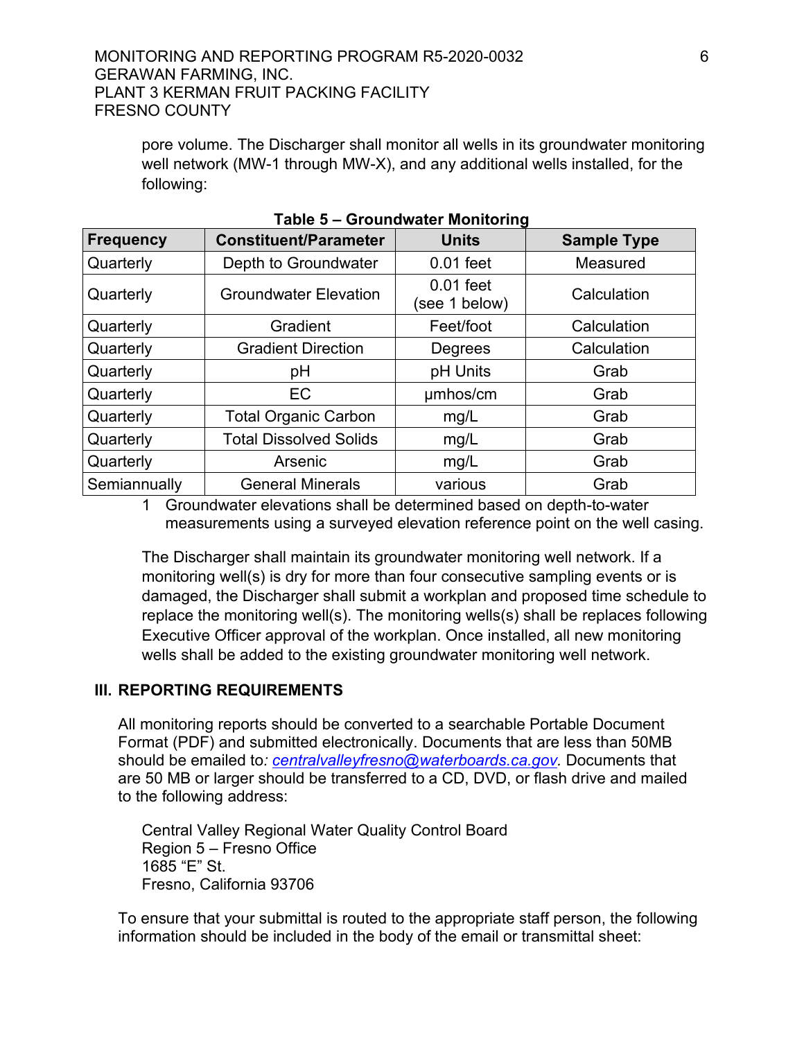pore volume. The Discharger shall monitor all wells in its groundwater monitoring well network (MW-1 through MW-X), and any additional wells installed, for the following:

**Table 5 – Groundwater Monitoring**

| Frequency | Constituent/Parameter | Units | Sample Type |
|---|---|---|---|
| Quarterly | Depth to Groundwater | 0.01 feet | Measured |
| Quarterly | Groundwater Elevation | 0.01 feet (see 1 below) | Calculation |
| Quarterly | Gradient | Feet/foot | Calculation |
| Quarterly | Gradient Direction | Degrees | Calculation |
| Quarterly | pH | pH Units | Grab |
| Quarterly | EC | µmhos/cm | Grab |
| Quarterly | Total Organic Carbon | mg/L | Grab |
| Quarterly | Total Dissolved Solids | mg/L | Grab |
| Quarterly | Arsenic | mg/L | Grab |
| Semiannually | General Minerals | various | Grab |

1 Groundwater elevations shall be determined based on depth-to-water measurements using a surveyed elevation reference point on the well casing.

The Discharger shall maintain its groundwater monitoring well network. If a monitoring well(s) is dry for more than four consecutive sampling events or is damaged, the Discharger shall submit a workplan and proposed time schedule to replace the monitoring well(s). The monitoring wells(s) shall be replaces following Executive Officer approval of the workplan. Once installed, all new monitoring wells shall be added to the existing groundwater monitoring well network.

## III. REPORTING REQUIREMENTS

All monitoring reports should be converted to a searchable Portable Document Format (PDF) and submitted electronically. Documents that are less than 50MB should be emailed to*: centralvalleyfresno@waterboards.ca.gov*. Documents that are 50 MB or larger should be transferred to a CD, DVD, or flash drive and mailed to the following address:

Central Valley Regional Water Quality Control Board
Region 5 – Fresno Office
1685 "E" St.
Fresno, California 93706

To ensure that your submittal is routed to the appropriate staff person, the following information should be included in the body of the email or transmittal sheet: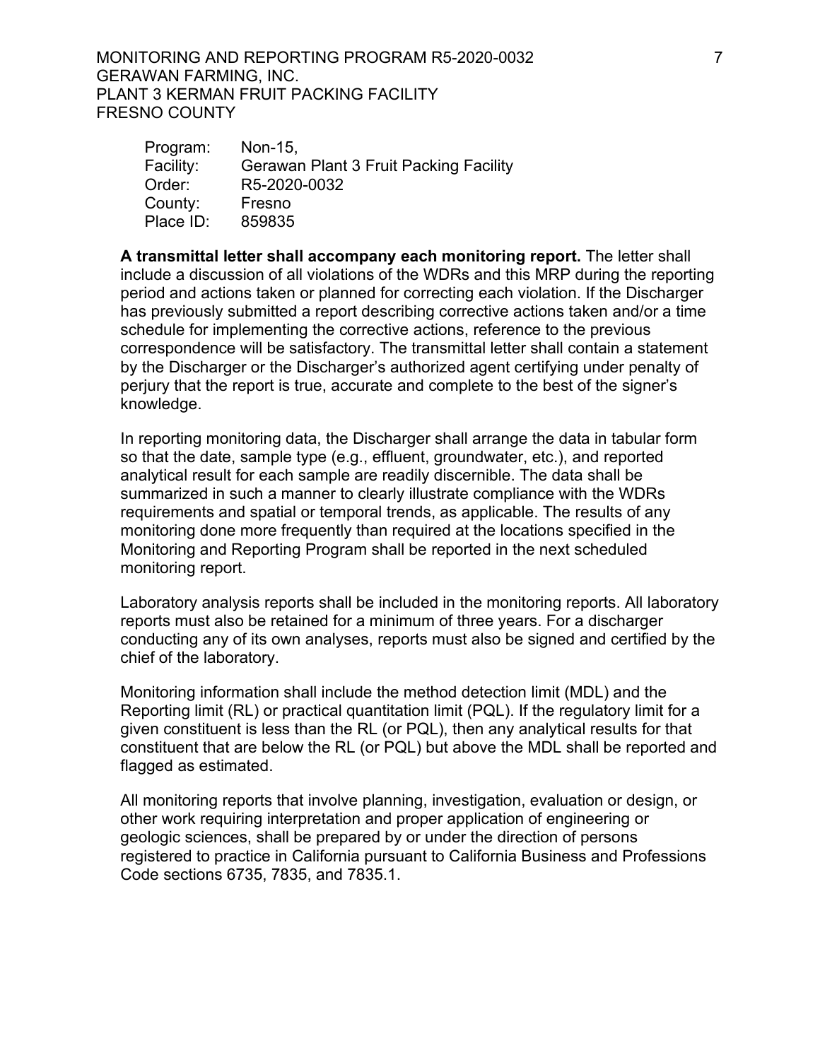| Program: | Non-15, |
|---|---|
| Facility: | Gerawan Plant 3 Fruit Packing Facility |
| Order: | R5-2020-0032 |
| County: | Fresno |
| Place ID: | 859835 |

**A transmittal letter shall accompany each monitoring report.** The letter shall include a discussion of all violations of the WDRs and this MRP during the reporting period and actions taken or planned for correcting each violation. If the Discharger has previously submitted a report describing corrective actions taken and/or a time schedule for implementing the corrective actions, reference to the previous correspondence will be satisfactory. The transmittal letter shall contain a statement by the Discharger or the Discharger's authorized agent certifying under penalty of perjury that the report is true, accurate and complete to the best of the signer's knowledge.

In reporting monitoring data, the Discharger shall arrange the data in tabular form so that the date, sample type (e.g., effluent, groundwater, etc.), and reported analytical result for each sample are readily discernible. The data shall be summarized in such a manner to clearly illustrate compliance with the WDRs requirements and spatial or temporal trends, as applicable. The results of any monitoring done more frequently than required at the locations specified in the Monitoring and Reporting Program shall be reported in the next scheduled monitoring report.

Laboratory analysis reports shall be included in the monitoring reports. All laboratory reports must also be retained for a minimum of three years. For a discharger conducting any of its own analyses, reports must also be signed and certified by the chief of the laboratory.

Monitoring information shall include the method detection limit (MDL) and the Reporting limit (RL) or practical quantitation limit (PQL). If the regulatory limit for a given constituent is less than the RL (or PQL), then any analytical results for that constituent that are below the RL (or PQL) but above the MDL shall be reported and flagged as estimated.

All monitoring reports that involve planning, investigation, evaluation or design, or other work requiring interpretation and proper application of engineering or geologic sciences, shall be prepared by or under the direction of persons registered to practice in California pursuant to California Business and Professions Code sections 6735, 7835, and 7835.1.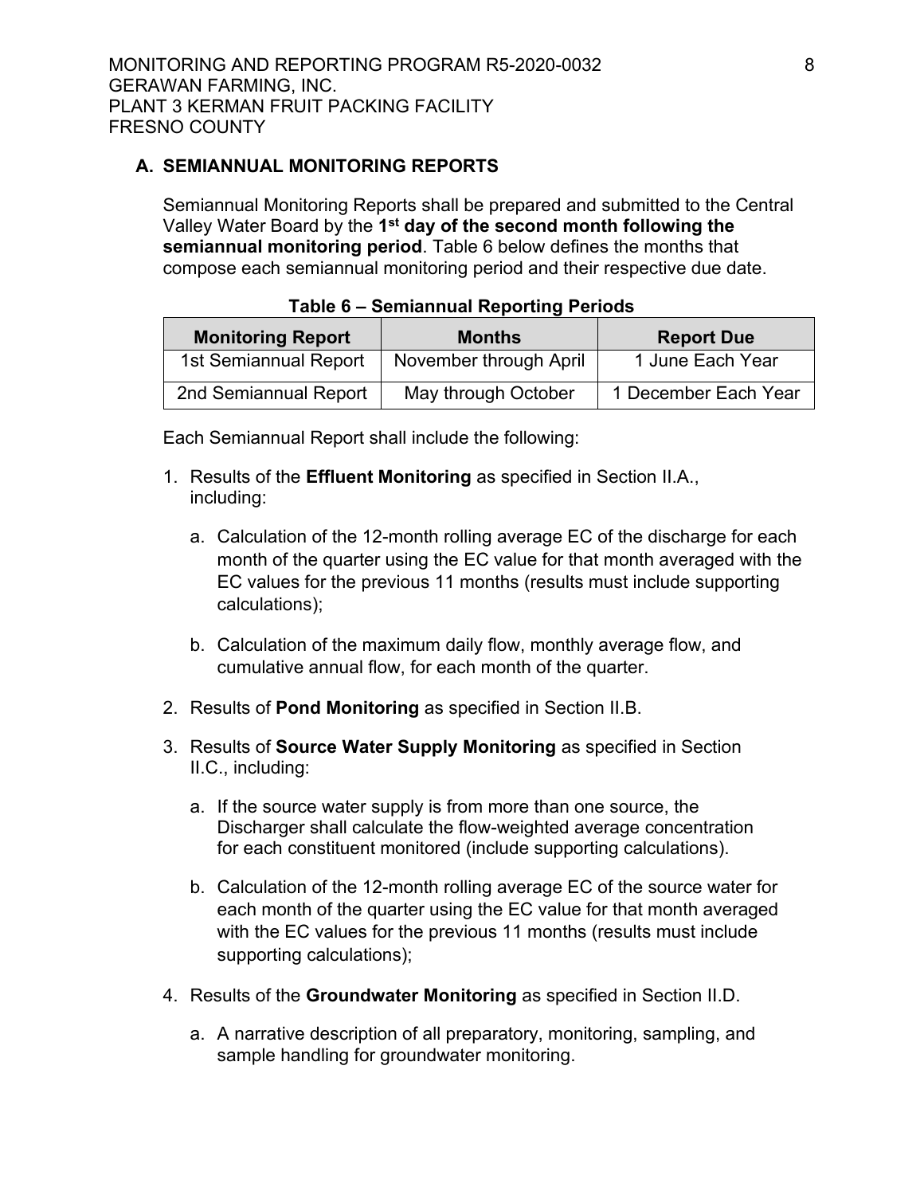### A. SEMIANNUAL MONITORING REPORTS

Semiannual Monitoring Reports shall be prepared and submitted to the Central Valley Water Board by the **1st day of the second month following the semiannual monitoring period**. Table 6 below defines the months that compose each semiannual monitoring period and their respective due date.

**Table 6 – Semiannual Reporting Periods**

| Monitoring Report | Months | Report Due |
|---|---|---|
| 1st Semiannual Report | November through April | 1 June Each Year |
| 2nd Semiannual Report | May through October | 1 December Each Year |

Each Semiannual Report shall include the following:

1. Results of the **Effluent Monitoring** as specified in Section II.A., including:

   a. Calculation of the 12-month rolling average EC of the discharge for each month of the quarter using the EC value for that month averaged with the EC values for the previous 11 months (results must include supporting calculations);

   b. Calculation of the maximum daily flow, monthly average flow, and cumulative annual flow, for each month of the quarter.

2. Results of **Pond Monitoring** as specified in Section II.B.

3. Results of **Source Water Supply Monitoring** as specified in Section II.C., including:

   a. If the source water supply is from more than one source, the Discharger shall calculate the flow-weighted average concentration for each constituent monitored (include supporting calculations).

   b. Calculation of the 12-month rolling average EC of the source water for each month of the quarter using the EC value for that month averaged with the EC values for the previous 11 months (results must include supporting calculations);

4. Results of the **Groundwater Monitoring** as specified in Section II.D.

   a. A narrative description of all preparatory, monitoring, sampling, and sample handling for groundwater monitoring.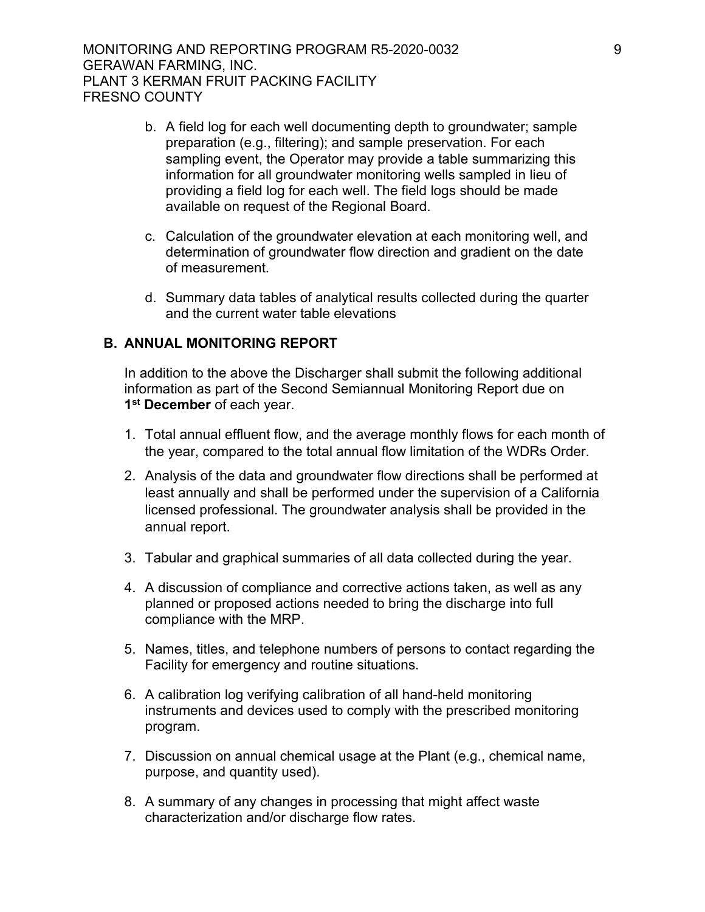b. A field log for each well documenting depth to groundwater; sample preparation (e.g., filtering); and sample preservation. For each sampling event, the Operator may provide a table summarizing this information for all groundwater monitoring wells sampled in lieu of providing a field log for each well. The field logs should be made available on request of the Regional Board.

c. Calculation of the groundwater elevation at each monitoring well, and determination of groundwater flow direction and gradient on the date of measurement.

d. Summary data tables of analytical results collected during the quarter and the current water table elevations

## B. ANNUAL MONITORING REPORT

In addition to the above the Discharger shall submit the following additional information as part of the Second Semiannual Monitoring Report due on **1st December** of each year.

1. Total annual effluent flow, and the average monthly flows for each month of the year, compared to the total annual flow limitation of the WDRs Order.
2. Analysis of the data and groundwater flow directions shall be performed at least annually and shall be performed under the supervision of a California licensed professional. The groundwater analysis shall be provided in the annual report.
3. Tabular and graphical summaries of all data collected during the year.
4. A discussion of compliance and corrective actions taken, as well as any planned or proposed actions needed to bring the discharge into full compliance with the MRP.
5. Names, titles, and telephone numbers of persons to contact regarding the Facility for emergency and routine situations.
6. A calibration log verifying calibration of all hand-held monitoring instruments and devices used to comply with the prescribed monitoring program.
7. Discussion on annual chemical usage at the Plant (e.g., chemical name, purpose, and quantity used).
8. A summary of any changes in processing that might affect waste characterization and/or discharge flow rates.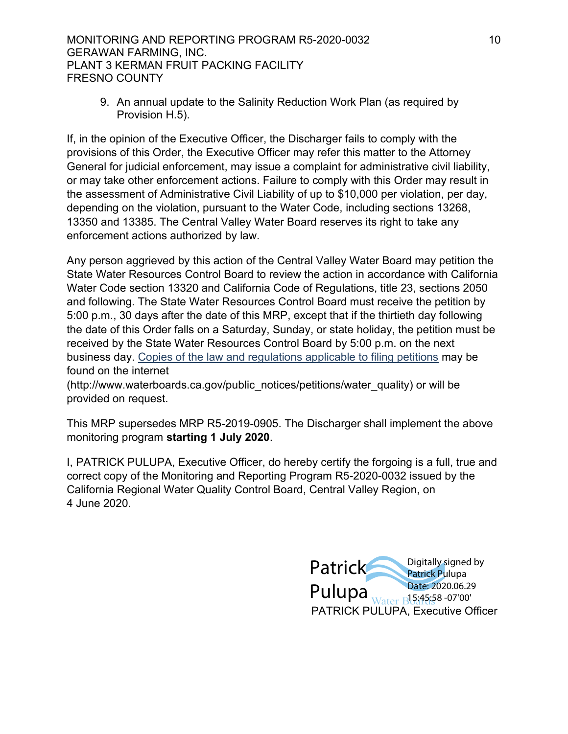9. An annual update to the Salinity Reduction Work Plan (as required by Provision H.5).

If, in the opinion of the Executive Officer, the Discharger fails to comply with the provisions of this Order, the Executive Officer may refer this matter to the Attorney General for judicial enforcement, may issue a complaint for administrative civil liability, or may take other enforcement actions. Failure to comply with this Order may result in the assessment of Administrative Civil Liability of up to $10,000 per violation, per day, depending on the violation, pursuant to the Water Code, including sections 13268, 13350 and 13385. The Central Valley Water Board reserves its right to take any enforcement actions authorized by law.

Any person aggrieved by this action of the Central Valley Water Board may petition the State Water Resources Control Board to review the action in accordance with California Water Code section 13320 and California Code of Regulations, title 23, sections 2050 and following. The State Water Resources Control Board must receive the petition by 5:00 p.m., 30 days after the date of this MRP, except that if the thirtieth day following the date of this Order falls on a Saturday, Sunday, or state holiday, the petition must be received by the State Water Resources Control Board by 5:00 p.m. on the next business day. Copies of the law and regulations applicable to filing petitions may be found on the internet (http://www.waterboards.ca.gov/public_notices/petitions/water_quality) or will be provided on request.

This MRP supersedes MRP R5-2019-0905. The Discharger shall implement the above monitoring program **starting 1 July 2020**.

I, PATRICK PULUPA, Executive Officer, do hereby certify the forgoing is a full, true and correct copy of the Monitoring and Reporting Program R5-2020-0032 issued by the California Regional Water Quality Control Board, Central Valley Region, on 4 June 2020.

Patrick Pulupa

Digitally signed by Patrick Pulupa
Date: 2020.06.29 15:45:58 -07'00'

PATRICK PULUPA, Executive Officer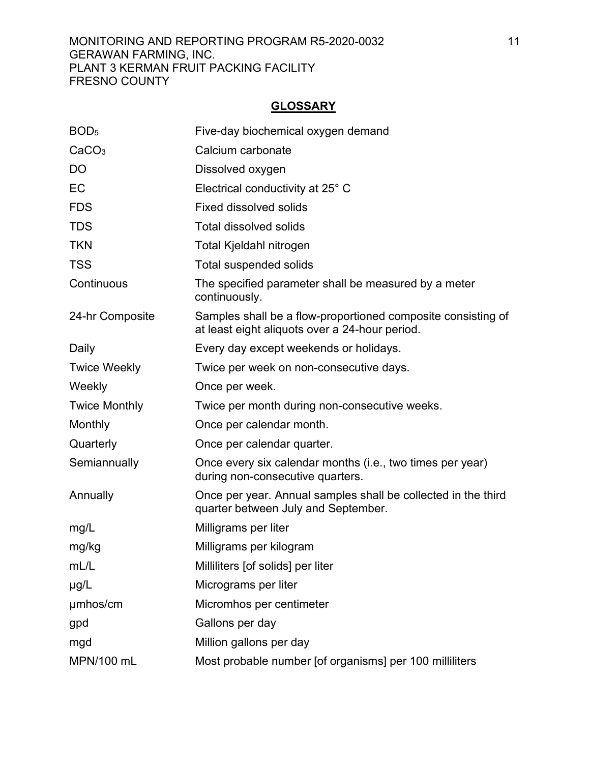## GLOSSARY

| | |
|---|---|
| $BOD_5$ | Five-day biochemical oxygen demand |
| $CaCO_3$ | Calcium carbonate |
| DO | Dissolved oxygen |
| EC | Electrical conductivity at 25° C |
| FDS | Fixed dissolved solids |
| TDS | Total dissolved solids |
| TKN | Total Kjeldahl nitrogen |
| TSS | Total suspended solids |
| Continuous | The specified parameter shall be measured by a meter continuously. |
| 24-hr Composite | Samples shall be a flow-proportioned composite consisting of at least eight aliquots over a 24-hour period. |
| Daily | Every day except weekends or holidays. |
| Twice Weekly | Twice per week on non-consecutive days. |
| Weekly | Once per week. |
| Twice Monthly | Twice per month during non-consecutive weeks. |
| Monthly | Once per calendar month. |
| Quarterly | Once per calendar quarter. |
| Semiannually | Once every six calendar months (i.e., two times per year) during non-consecutive quarters. |
| Annually | Once per year. Annual samples shall be collected in the third quarter between July and September. |
| mg/L | Milligrams per liter |
| mg/kg | Milligrams per kilogram |
| mL/L | Milliliters [of solids] per liter |
| µg/L | Micrograms per liter |
| µmhos/cm | Micromhos per centimeter |
| gpd | Gallons per day |
| mgd | Million gallons per day |
| MPN/100 mL | Most probable number [of organisms] per 100 milliliters |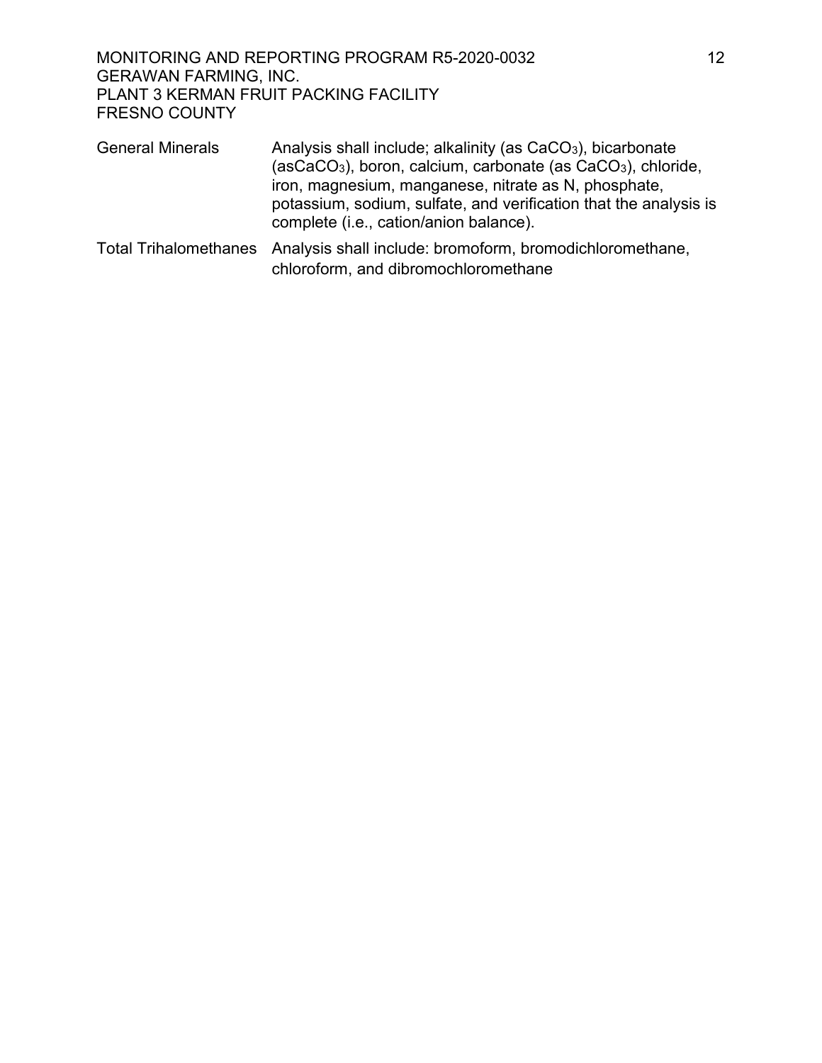| | |
|---|---|
| General Minerals | Analysis shall include; alkalinity (as $CaCO_3$), bicarbonate (as$CaCO_3$), boron, calcium, carbonate (as $CaCO_3$), chloride, iron, magnesium, manganese, nitrate as N, phosphate, potassium, sodium, sulfate, and verification that the analysis is complete (i.e., cation/anion balance). |
| Total Trihalomethanes | Analysis shall include: bromoform, bromodichloromethane, chloroform, and dibromochloromethane |